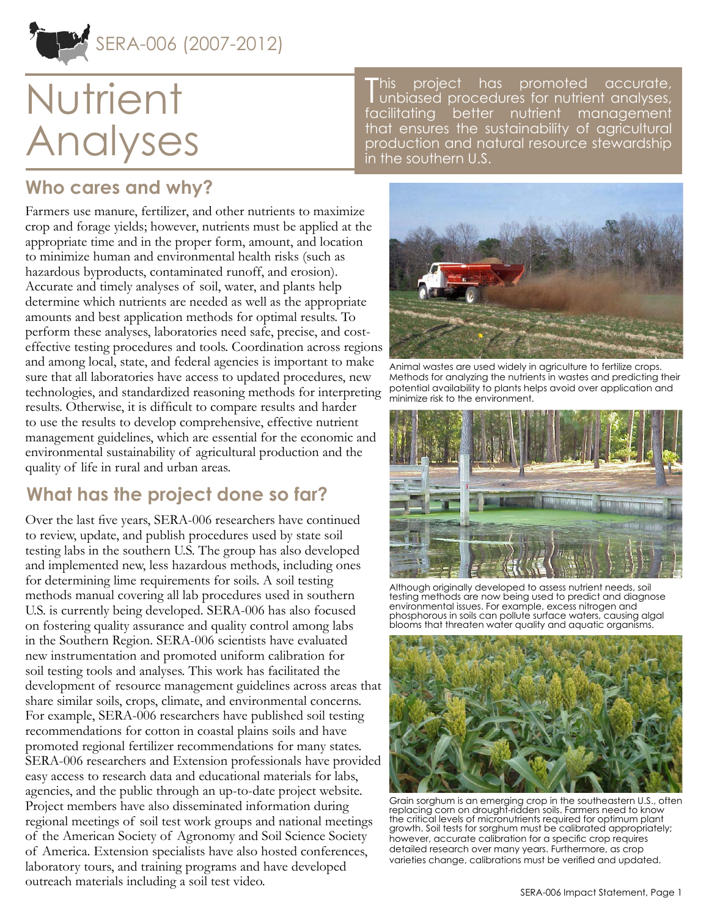SERA-006 (2007-2012)

# Nutrient Analyses

This project has promoted accurate, unbiased procedures for nutrient analyses, facilitating better nutrient management that ensures the sustainability of agricultural production and natural resource stewardship in the southern U.S.

## Who cares and why?

Farmers use manure, fertilizer, and other nutrients to maximize crop and forage yields; however, nutrients must be applied at the appropriate time and in the proper form, amount, and location to minimize human and environmental health risks (such as hazardous byproducts, contaminated runoff, and erosion). Accurate and timely analyses of soil, water, and plants help determine which nutrients are needed as well as the appropriate amounts and best application methods for optimal results. To perform these analyses, laboratories need safe, precise, and cost-effective testing procedures and tools. Coordination across regions and among local, state, and federal agencies is important to make sure that all laboratories have access to updated procedures, new technologies, and standardized reasoning methods for interpreting results. Otherwise, it is difficult to compare results and harder to use the results to develop comprehensive, effective nutrient management guidelines, which are essential for the economic and environmental sustainability of agricultural production and the quality of life in rural and urban areas.

## What has the project done so far?

Over the last five years, SERA-006 researchers have continued to review, update, and publish procedures used by state soil testing labs in the southern U.S. The group has also developed and implemented new, less hazardous methods, including ones for determining lime requirements for soils. A soil testing methods manual covering all lab procedures used in southern U.S. is currently being developed. SERA-006 has also focused on fostering quality assurance and quality control among labs in the Southern Region. SERA-006 scientists have evaluated new instrumentation and promoted uniform calibration for soil testing tools and analyses. This work has facilitated the development of resource management guidelines across areas that share similar soils, crops, climate, and environmental concerns. For example, SERA-006 researchers have published soil testing recommendations for cotton in coastal plains soils and have promoted regional fertilizer recommendations for many states. SERA-006 researchers and Extension professionals have provided easy access to research data and educational materials for labs, agencies, and the public through an up-to-date project website. Project members have also disseminated information during regional meetings of soil test work groups and national meetings of the American Society of Agronomy and Soil Science Society of America. Extension specialists have also hosted conferences, laboratory tours, and training programs and have developed outreach materials including a soil test video.

Animal wastes are used widely in agriculture to fertilize crops. Methods for analyzing the nutrients in wastes and predicting their potential availability to plants helps avoid over application and minimize risk to the environment.

Although originally developed to assess nutrient needs, soil testing methods are now being used to predict and diagnose environmental issues. For example, excess nitrogen and phosphorous in soils can pollute surface waters, causing algal blooms that threaten water quality and aquatic organisms.

Grain sorghum is an emerging crop in the southeastern U.S., often replacing corn on drought-ridden soils. Farmers need to know the critical levels of micronutrients required for optimum plant growth. Soil tests for sorghum must be calibrated appropriately; however, accurate calibration for a specific crop requires detailed research over many years. Furthermore, as crop varieties change, calibrations must be verified and updated.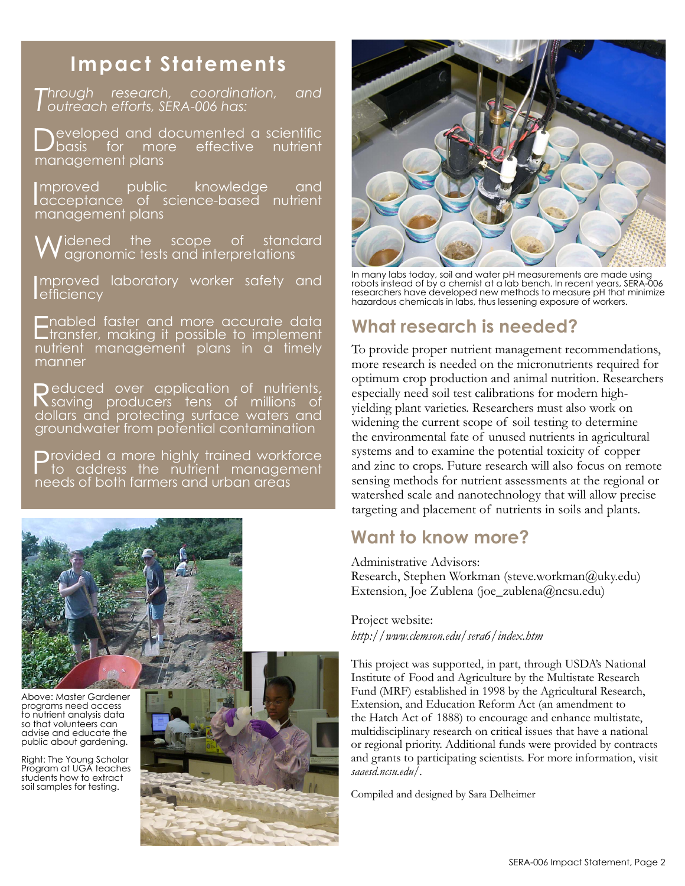## Impact Statements

*Through research, coordination, and outreach efforts, SERA-006 has:*

Developed and documented a scientific basis for more effective nutrient management plans

Improved public knowledge and acceptance of science-based nutrient management plans

Widened the scope of standard agronomic tests and interpretations

Improved laboratory worker safety and efficiency

Enabled faster and more accurate data transfer, making it possible to implement nutrient management plans in a timely manner

Reduced over application of nutrients, saving producers tens of millions of dollars and protecting surface waters and groundwater from potential contamination

Provided a more highly trained workforce to address the nutrient management needs of both farmers and urban areas

Above: Master Gardener programs need access to nutrient analysis data so that volunteers can advise and educate the public about gardening.

Right: The Young Scholar Program at UGA teaches students how to extract soil samples for testing.

In many labs today, soil and water pH measurements are made using robots instead of by a chemist at a lab bench. In recent years, SERA-006 researchers have developed new methods to measure pH that minimize hazardous chemicals in labs, thus lessening exposure of workers.

## What research is needed?

To provide proper nutrient management recommendations, more research is needed on the micronutrients required for optimum crop production and animal nutrition. Researchers especially need soil test calibrations for modern high-yielding plant varieties. Researchers must also work on widening the current scope of soil testing to determine the environmental fate of unused nutrients in agricultural systems and to examine the potential toxicity of copper and zinc to crops. Future research will also focus on remote sensing methods for nutrient assessments at the regional or watershed scale and nanotechnology that will allow precise targeting and placement of nutrients in soils and plants.

## Want to know more?

Administrative Advisors:
Research, Stephen Workman (steve.workman@uky.edu)
Extension, Joe Zublena (joe_zublena@ncsu.edu)

Project website:
*http://www.clemson.edu/sera6/index.htm*

This project was supported, in part, through USDA's National Institute of Food and Agriculture by the Multistate Research Fund (MRF) established in 1998 by the Agricultural Research, Extension, and Education Reform Act (an amendment to the Hatch Act of 1888) to encourage and enhance multistate, multidisciplinary research on critical issues that have a national or regional priority. Additional funds were provided by contracts and grants to participating scientists. For more information, visit *saaesd.ncsu.edu/*.

Compiled and designed by Sara Delheimer